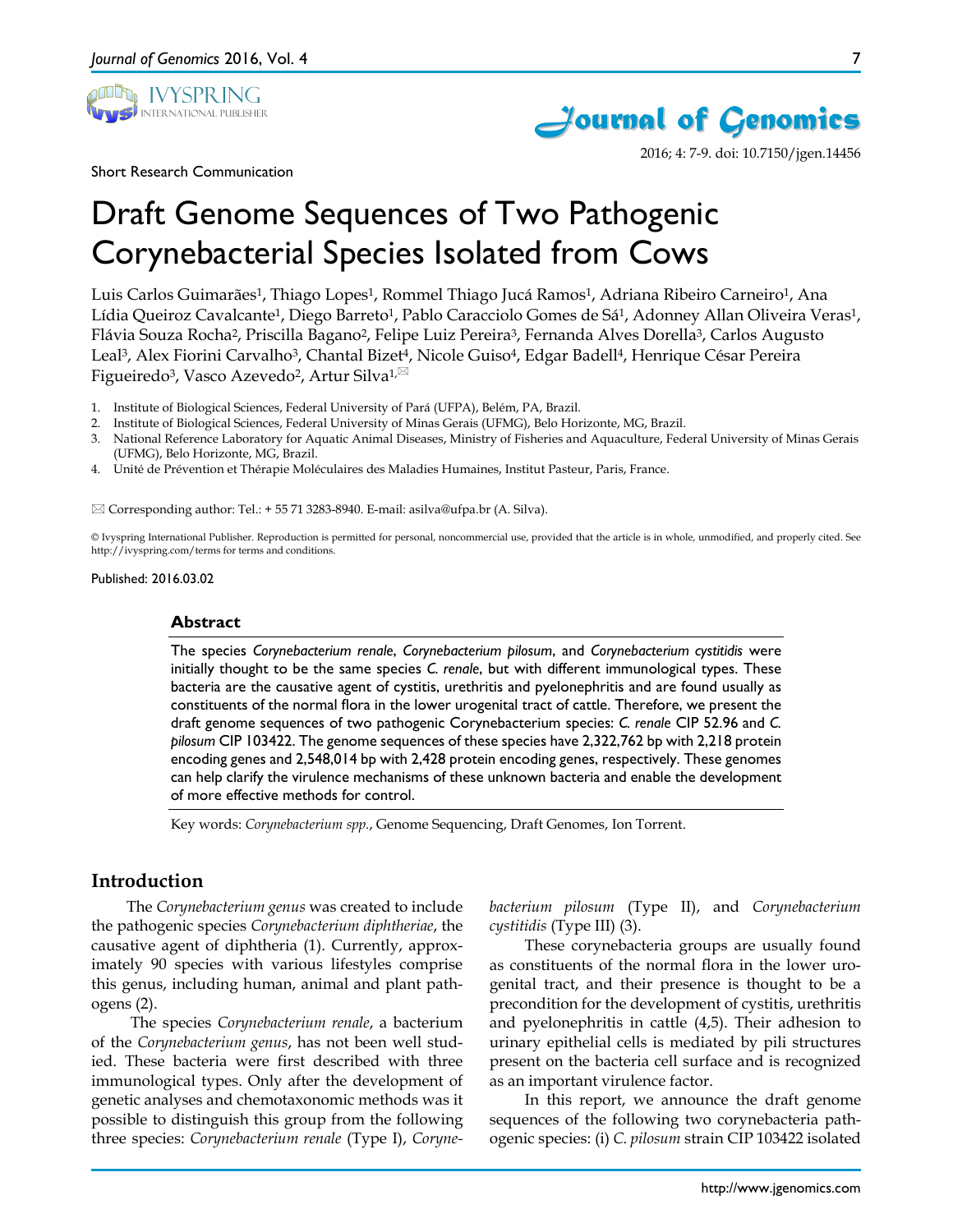Short Research Communication

# Draft Genome Sequences of Two Pathogenic Corynebacterial Species Isolated from Cows

Luis Carlos Guimarães[1], Thiago Lopes[1], Rommel Thiago Jucá Ramos[1], Adriana Ribeiro Carneiro[1], Ana Lídia Queiroz Cavalcante[1], Diego Barreto[1], Pablo Caracciolo Gomes de Sá[1], Adonney Allan Oliveira Veras[1], Flávia Souza Rocha[2], Priscilla Bagano[2], Felipe Luiz Pereira[3], Fernanda Alves Dorella[3], Carlos Augusto Leal[3], Alex Fiorini Carvalho[3], Chantal Bizet[4], Nicole Guiso[4], Edgar Badell[4], Henrique César Pereira Figueiredo[3], Vasco Azevedo[2], Artur Silva[1,✉]

1. Institute of Biological Sciences, Federal University of Pará (UFPA), Belém, PA, Brazil.
2. Institute of Biological Sciences, Federal University of Minas Gerais (UFMG), Belo Horizonte, MG, Brazil.
3. National Reference Laboratory for Aquatic Animal Diseases, Ministry of Fisheries and Aquaculture, Federal University of Minas Gerais (UFMG), Belo Horizonte, MG, Brazil.
4. Unité de Prévention et Thérapie Moléculaires des Maladies Humaines, Institut Pasteur, Paris, France.

✉ Corresponding author: Tel.: + 55 71 3283-8940. E-mail: asilva@ufpa.br (A. Silva).

© Ivyspring International Publisher. Reproduction is permitted for personal, noncommercial use, provided that the article is in whole, unmodified, and properly cited. See http://ivyspring.com/terms for terms and conditions.

Published: 2016.03.02

## Abstract

The species *Corynebacterium renale*, *Corynebacterium pilosum*, and *Corynebacterium cystitidis* were initially thought to be the same species *C. renale*, but with different immunological types. These bacteria are the causative agent of cystitis, urethritis and pyelonephritis and are found usually as constituents of the normal flora in the lower urogenital tract of cattle. Therefore, we present the draft genome sequences of two pathogenic Corynebacterium species: *C. renale* CIP 52.96 and *C. pilosum* CIP 103422. The genome sequences of these species have 2,322,762 bp with 2,218 protein encoding genes and 2,548,014 bp with 2,428 protein encoding genes, respectively. These genomes can help clarify the virulence mechanisms of these unknown bacteria and enable the development of more effective methods for control.

Key words: *Corynebacterium spp.*, Genome Sequencing, Draft Genomes, Ion Torrent.

## Introduction

The *Corynebacterium genus* was created to include the pathogenic species *Corynebacterium diphtheriae*, the causative agent of diphtheria (1). Currently, approximately 90 species with various lifestyles comprise this genus, including human, animal and plant pathogens (2).

The species *Corynebacterium renale*, a bacterium of the *Corynebacterium genus*, has not been well studied. These bacteria were first described with three immunological types. Only after the development of genetic analyses and chemotaxonomic methods was it possible to distinguish this group from the following three species: *Corynebacterium renale* (Type I), *Corynebacterium pilosum* (Type II), and *Corynebacterium cystitidis* (Type III) (3).

These corynebacteria groups are usually found as constituents of the normal flora in the lower urogenital tract, and their presence is thought to be a precondition for the development of cystitis, urethritis and pyelonephritis in cattle (4,5). Their adhesion to urinary epithelial cells is mediated by pili structures present on the bacteria cell surface and is recognized as an important virulence factor.

In this report, we announce the draft genome sequences of the following two corynebacteria pathogenic species: (i) *C. pilosum* strain CIP 103422 isolated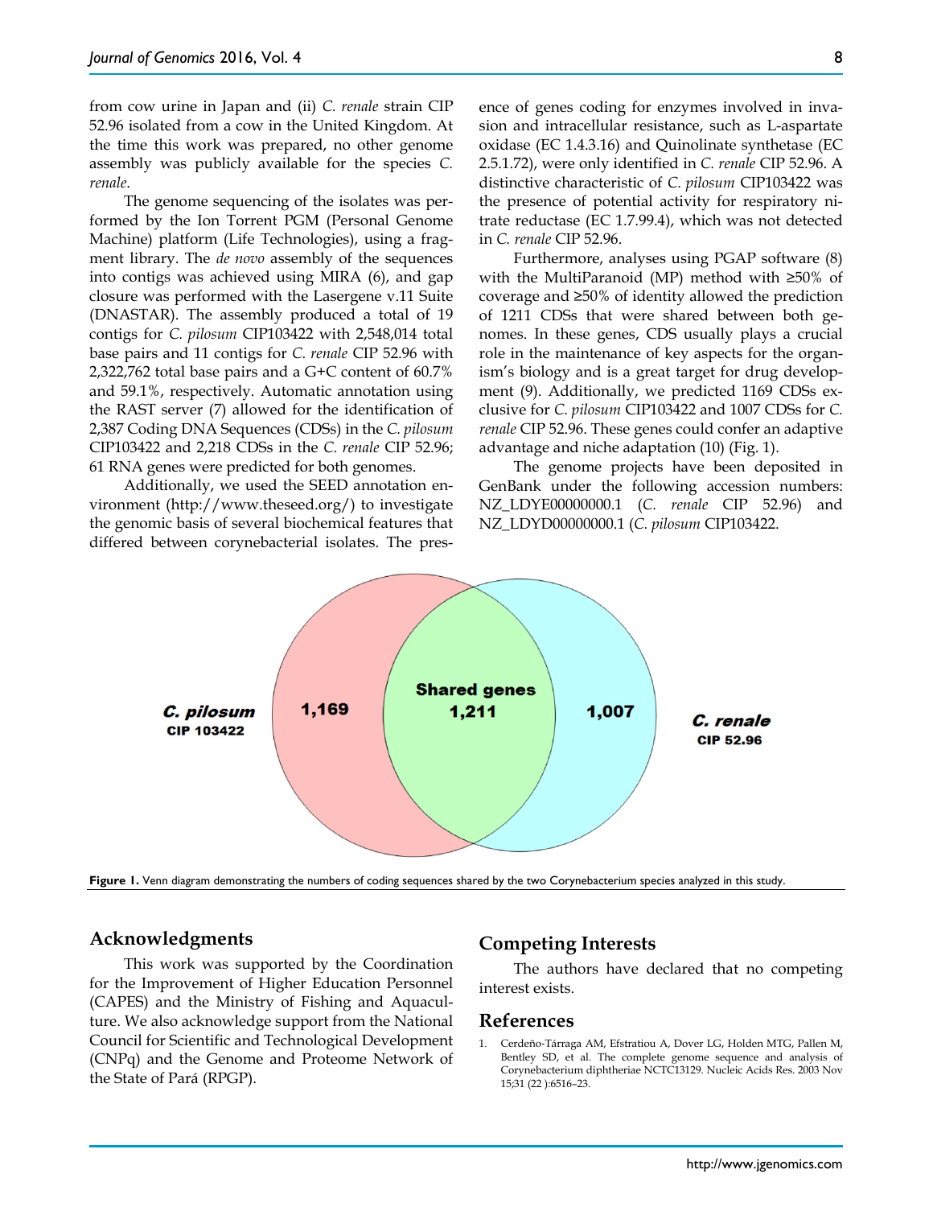from cow urine in Japan and (ii) *C. renale* strain CIP 52.96 isolated from a cow in the United Kingdom. At the time this work was prepared, no other genome assembly was publicly available for the species *C. renale*.

The genome sequencing of the isolates was performed by the Ion Torrent PGM (Personal Genome Machine) platform (Life Technologies), using a fragment library. The *de novo* assembly of the sequences into contigs was achieved using MIRA (6), and gap closure was performed with the Lasergene v.11 Suite (DNASTAR). The assembly produced a total of 19 contigs for *C. pilosum* CIP103422 with 2,548,014 total base pairs and 11 contigs for *C. renale* CIP 52.96 with 2,322,762 total base pairs and a G+C content of 60.7% and 59.1%, respectively. Automatic annotation using the RAST server (7) allowed for the identification of 2,387 Coding DNA Sequences (CDSs) in the *C. pilosum* CIP103422 and 2,218 CDSs in the *C. renale* CIP 52.96; 61 RNA genes were predicted for both genomes.

Additionally, we used the SEED annotation environment (http://www.theseed.org/) to investigate the genomic basis of several biochemical features that differed between corynebacterial isolates. The presence of genes coding for enzymes involved in invasion and intracellular resistance, such as L-aspartate oxidase (EC 1.4.3.16) and Quinolinate synthetase (EC 2.5.1.72), were only identified in *C. renale* CIP 52.96. A distinctive characteristic of *C. pilosum* CIP103422 was the presence of potential activity for respiratory nitrate reductase (EC 1.7.99.4), which was not detected in *C. renale* CIP 52.96.

Furthermore, analyses using PGAP software (8) with the MultiParanoid (MP) method with ≥50% of coverage and ≥50% of identity allowed the prediction of 1211 CDSs that were shared between both genomes. In these genes, CDS usually plays a crucial role in the maintenance of key aspects for the organism's biology and is a great target for drug development (9). Additionally, we predicted 1169 CDSs exclusive for *C. pilosum* CIP103422 and 1007 CDSs for *C. renale* CIP 52.96. These genes could confer an adaptive advantage and niche adaptation (10) (Fig. 1).

The genome projects have been deposited in GenBank under the following accession numbers: NZ_LDYE00000000.1 (*C. renale* CIP 52.96) and NZ_LDYD00000000.1 (*C. pilosum* CIP103422.

**Figure 1.** Venn diagram demonstrating the numbers of coding sequences shared by the two Corynebacterium species analyzed in this study.

## Acknowledgments

This work was supported by the Coordination for the Improvement of Higher Education Personnel (CAPES) and the Ministry of Fishing and Aquaculture. We also acknowledge support from the National Council for Scientific and Technological Development (CNPq) and the Genome and Proteome Network of the State of Pará (RPGP).

## Competing Interests

The authors have declared that no competing interest exists.

## References

1. Cerdeño-Tárraga AM, Efstratiou A, Dover LG, Holden MTG, Pallen M, Bentley SD, et al. The complete genome sequence and analysis of Corynebacterium diphtheriae NCTC13129. Nucleic Acids Res. 2003 Nov 15;31 (22 ):6516–23.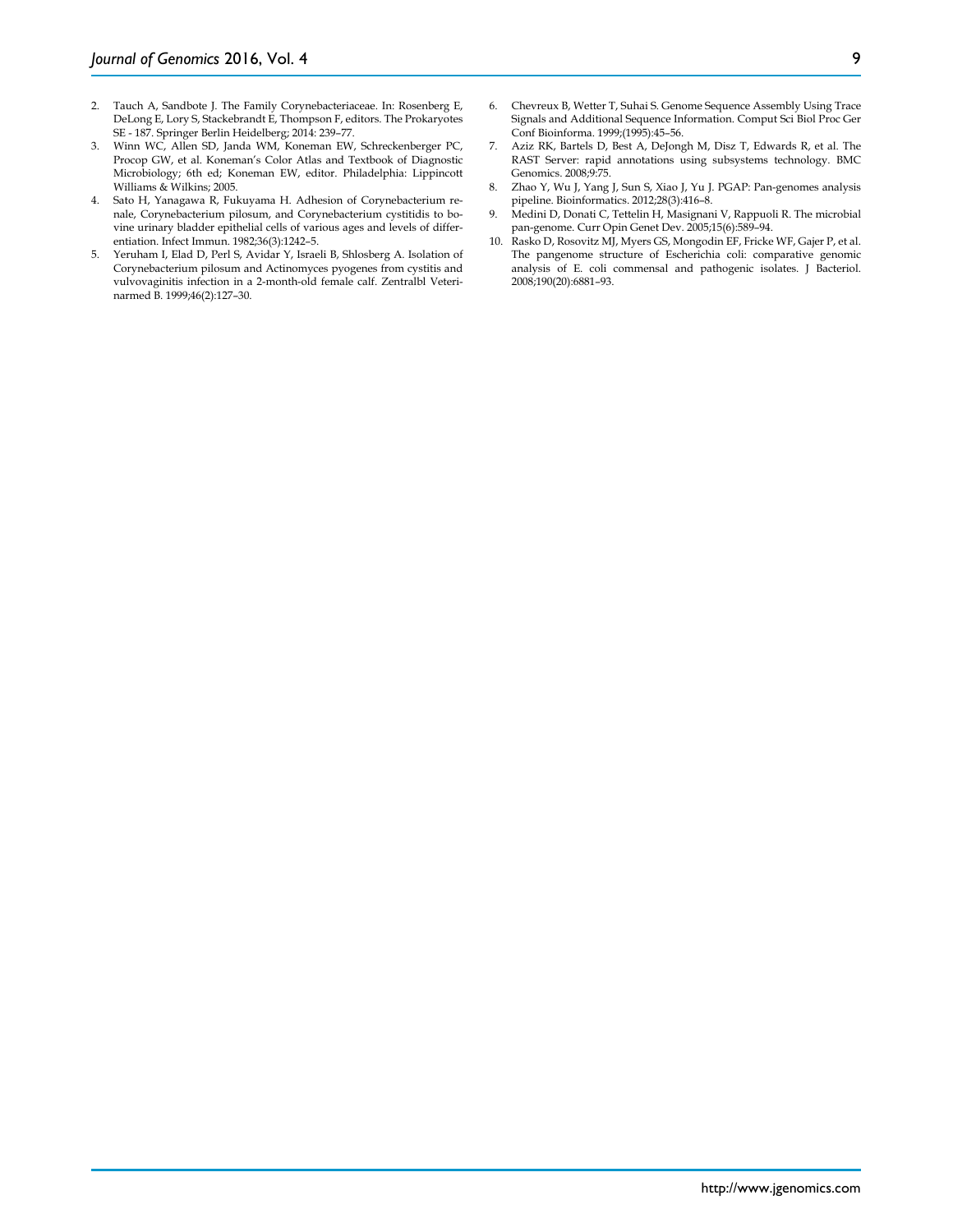2. Tauch A, Sandbote J. The Family Corynebacteriaceae. In: Rosenberg E, DeLong E, Lory S, Stackebrandt E, Thompson F, editors. The Prokaryotes SE - 187. Springer Berlin Heidelberg; 2014: 239–77.
3. Winn WC, Allen SD, Janda WM, Koneman EW, Schreckenberger PC, Procop GW, et al. Koneman's Color Atlas and Textbook of Diagnostic Microbiology; 6th ed; Koneman EW, editor. Philadelphia: Lippincott Williams & Wilkins; 2005.
4. Sato H, Yanagawa R, Fukuyama H. Adhesion of Corynebacterium renale, Corynebacterium pilosum, and Corynebacterium cystitidis to bovine urinary bladder epithelial cells of various ages and levels of differentiation. Infect Immun. 1982;36(3):1242–5.
5. Yeruham I, Elad D, Perl S, Avidar Y, Israeli B, Shlosberg A. Isolation of Corynebacterium pilosum and Actinomyces pyogenes from cystitis and vulvovaginitis infection in a 2-month-old female calf. Zentralbl Veterinarmed B. 1999;46(2):127–30.
6. Chevreux B, Wetter T, Suhai S. Genome Sequence Assembly Using Trace Signals and Additional Sequence Information. Comput Sci Biol Proc Ger Conf Bioinforma. 1999;(1995):45–56.
7. Aziz RK, Bartels D, Best A, DeJongh M, Disz T, Edwards R, et al. The RAST Server: rapid annotations using subsystems technology. BMC Genomics. 2008;9:75.
8. Zhao Y, Wu J, Yang J, Sun S, Xiao J, Yu J. PGAP: Pan-genomes analysis pipeline. Bioinformatics. 2012;28(3):416–8.
9. Medini D, Donati C, Tettelin H, Masignani V, Rappuoli R. The microbial pan-genome. Curr Opin Genet Dev. 2005;15(6):589–94.
10. Rasko D, Rosovitz MJ, Myers GS, Mongodin EF, Fricke WF, Gajer P, et al. The pangenome structure of Escherichia coli: comparative genomic analysis of E. coli commensal and pathogenic isolates. J Bacteriol. 2008;190(20):6881–93.